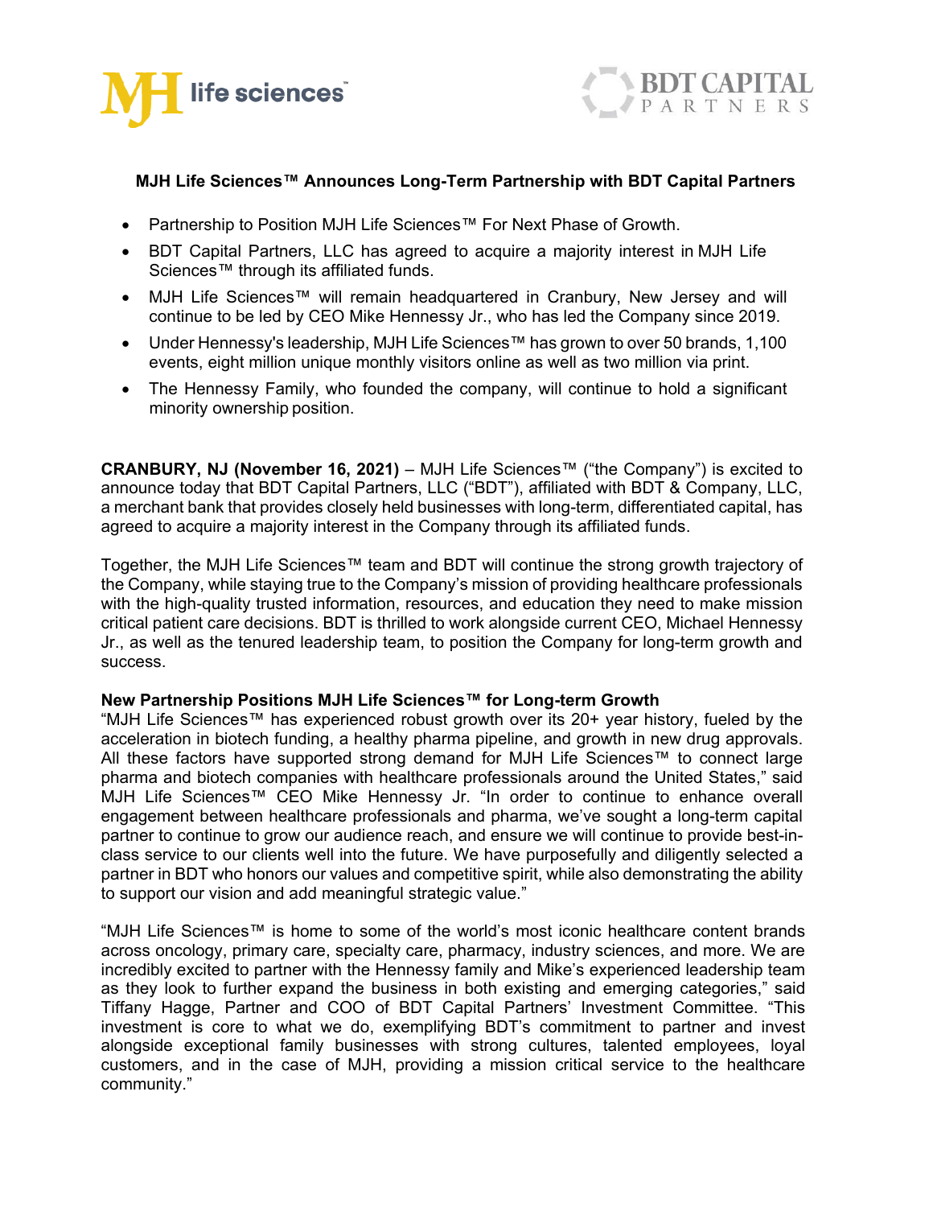# MJH Life Sciences™ Announces Long-Term Partnership with BDT Capital Partners

- Partnership to Position MJH Life Sciences™ For Next Phase of Growth.
- BDT Capital Partners, LLC has agreed to acquire a majority interest in MJH Life Sciences™ through its affiliated funds.
- MJH Life Sciences™ will remain headquartered in Cranbury, New Jersey and will continue to be led by CEO Mike Hennessy Jr., who has led the Company since 2019.
- Under Hennessy's leadership, MJH Life Sciences™ has grown to over 50 brands, 1,100 events, eight million unique monthly visitors online as well as two million via print.
- The Hennessy Family, who founded the company, will continue to hold a significant minority ownership position.

**CRANBURY, NJ (November 16, 2021)** – MJH Life Sciences™ ("the Company") is excited to announce today that BDT Capital Partners, LLC ("BDT"), affiliated with BDT & Company, LLC, a merchant bank that provides closely held businesses with long-term, differentiated capital, has agreed to acquire a majority interest in the Company through its affiliated funds.

Together, the MJH Life Sciences™ team and BDT will continue the strong growth trajectory of the Company, while staying true to the Company's mission of providing healthcare professionals with the high-quality trusted information, resources, and education they need to make mission critical patient care decisions. BDT is thrilled to work alongside current CEO, Michael Hennessy Jr., as well as the tenured leadership team, to position the Company for long-term growth and success.

**New Partnership Positions MJH Life Sciences™ for Long-term Growth**

"MJH Life Sciences™ has experienced robust growth over its 20+ year history, fueled by the acceleration in biotech funding, a healthy pharma pipeline, and growth in new drug approvals. All these factors have supported strong demand for MJH Life Sciences™ to connect large pharma and biotech companies with healthcare professionals around the United States," said MJH Life Sciences™ CEO Mike Hennessy Jr. "In order to continue to enhance overall engagement between healthcare professionals and pharma, we've sought a long-term capital partner to continue to grow our audience reach, and ensure we will continue to provide best-in-class service to our clients well into the future. We have purposefully and diligently selected a partner in BDT who honors our values and competitive spirit, while also demonstrating the ability to support our vision and add meaningful strategic value."

"MJH Life Sciences™ is home to some of the world's most iconic healthcare content brands across oncology, primary care, specialty care, pharmacy, industry sciences, and more. We are incredibly excited to partner with the Hennessy family and Mike's experienced leadership team as they look to further expand the business in both existing and emerging categories," said Tiffany Hagge, Partner and COO of BDT Capital Partners' Investment Committee. "This investment is core to what we do, exemplifying BDT's commitment to partner and invest alongside exceptional family businesses with strong cultures, talented employees, loyal customers, and in the case of MJH, providing a mission critical service to the healthcare community."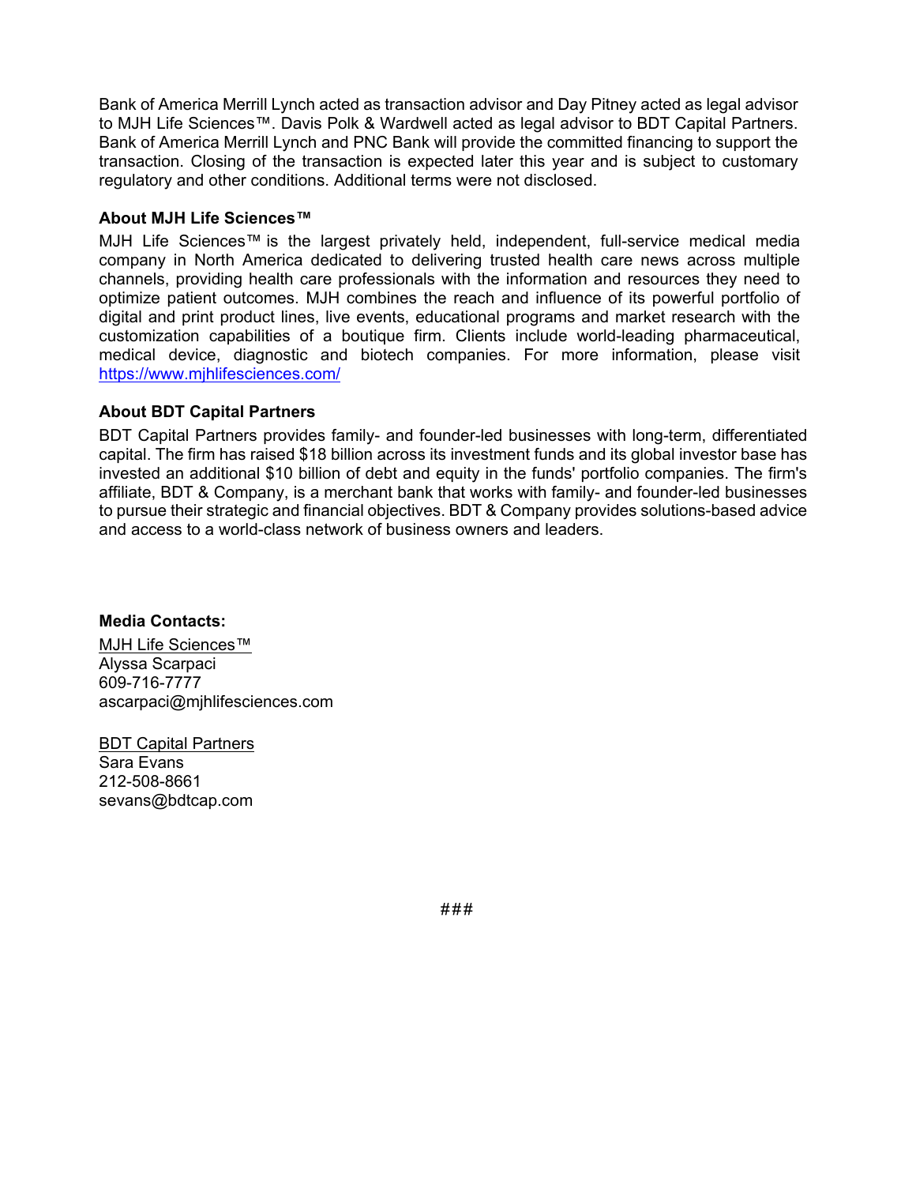Bank of America Merrill Lynch acted as transaction advisor and Day Pitney acted as legal advisor to MJH Life Sciences™. Davis Polk & Wardwell acted as legal advisor to BDT Capital Partners. Bank of America Merrill Lynch and PNC Bank will provide the committed financing to support the transaction. Closing of the transaction is expected later this year and is subject to customary regulatory and other conditions. Additional terms were not disclosed.

**About MJH Life Sciences™**

MJH Life Sciences™ is the largest privately held, independent, full-service medical media company in North America dedicated to delivering trusted health care news across multiple channels, providing health care professionals with the information and resources they need to optimize patient outcomes. MJH combines the reach and influence of its powerful portfolio of digital and print product lines, live events, educational programs and market research with the customization capabilities of a boutique firm. Clients include world-leading pharmaceutical, medical device, diagnostic and biotech companies. For more information, please visit [https://www.mjhlifesciences.com/](https://www.mjhlifesciences.com/)

**About BDT Capital Partners**

BDT Capital Partners provides family- and founder-led businesses with long-term, differentiated capital. The firm has raised $18 billion across its investment funds and its global investor base has invested an additional $10 billion of debt and equity in the funds' portfolio companies. The firm's affiliate, BDT & Company, is a merchant bank that works with family- and founder-led businesses to pursue their strategic and financial objectives. BDT & Company provides solutions-based advice and access to a world-class network of business owners and leaders.

**Media Contacts:**

MJH Life Sciences™
Alyssa Scarpaci
609-716-7777
ascarpaci@mjhlifesciences.com

BDT Capital Partners
Sara Evans
212-508-8661
sevans@bdtcap.com

###